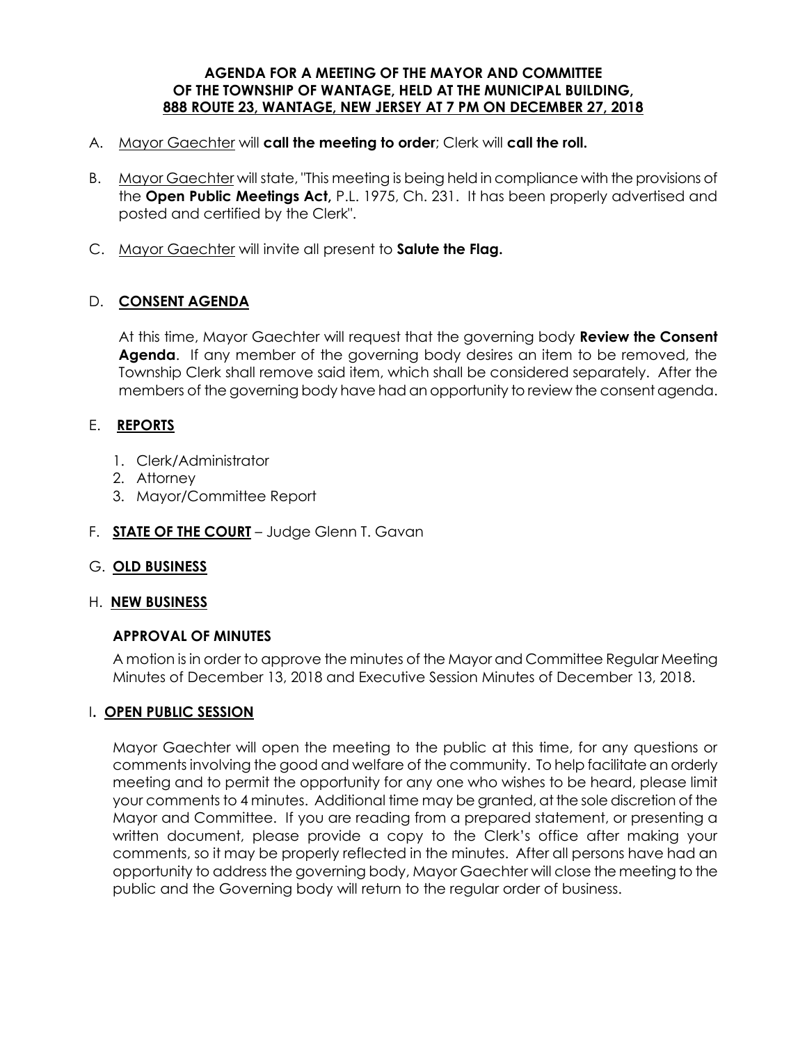# AGENDA FOR A MEETING OF THE MAYOR AND COMMITTEE OF THE TOWNSHIP OF WANTAGE, HELD AT THE MUNICIPAL BUILDING, 888 ROUTE 23, WANTAGE, NEW JERSEY AT 7 PM ON DECEMBER 27, 2018

A. Mayor Gaechter will **call the meeting to order**; Clerk will **call the roll.**

B. Mayor Gaechter will state, "This meeting is being held in compliance with the provisions of the **Open Public Meetings Act,** P.L. 1975, Ch. 231. It has been properly advertised and posted and certified by the Clerk".

C. Mayor Gaechter will invite all present to **Salute the Flag.**

## D. CONSENT AGENDA

At this time, Mayor Gaechter will request that the governing body **Review the Consent Agenda**. If any member of the governing body desires an item to be removed, the Township Clerk shall remove said item, which shall be considered separately. After the members of the governing body have had an opportunity to review the consent agenda.

## E. REPORTS

1. Clerk/Administrator
2. Attorney
3. Mayor/Committee Report

## F. STATE OF THE COURT – Judge Glenn T. Gavan

## G. OLD BUSINESS

## H. NEW BUSINESS

**APPROVAL OF MINUTES**

A motion is in order to approve the minutes of the Mayor and Committee Regular Meeting Minutes of December 13, 2018 and Executive Session Minutes of December 13, 2018.

## I. OPEN PUBLIC SESSION

Mayor Gaechter will open the meeting to the public at this time, for any questions or comments involving the good and welfare of the community. To help facilitate an orderly meeting and to permit the opportunity for any one who wishes to be heard, please limit your comments to 4 minutes. Additional time may be granted, at the sole discretion of the Mayor and Committee. If you are reading from a prepared statement, or presenting a written document, please provide a copy to the Clerk's office after making your comments, so it may be properly reflected in the minutes. After all persons have had an opportunity to address the governing body, Mayor Gaechter will close the meeting to the public and the Governing body will return to the regular order of business.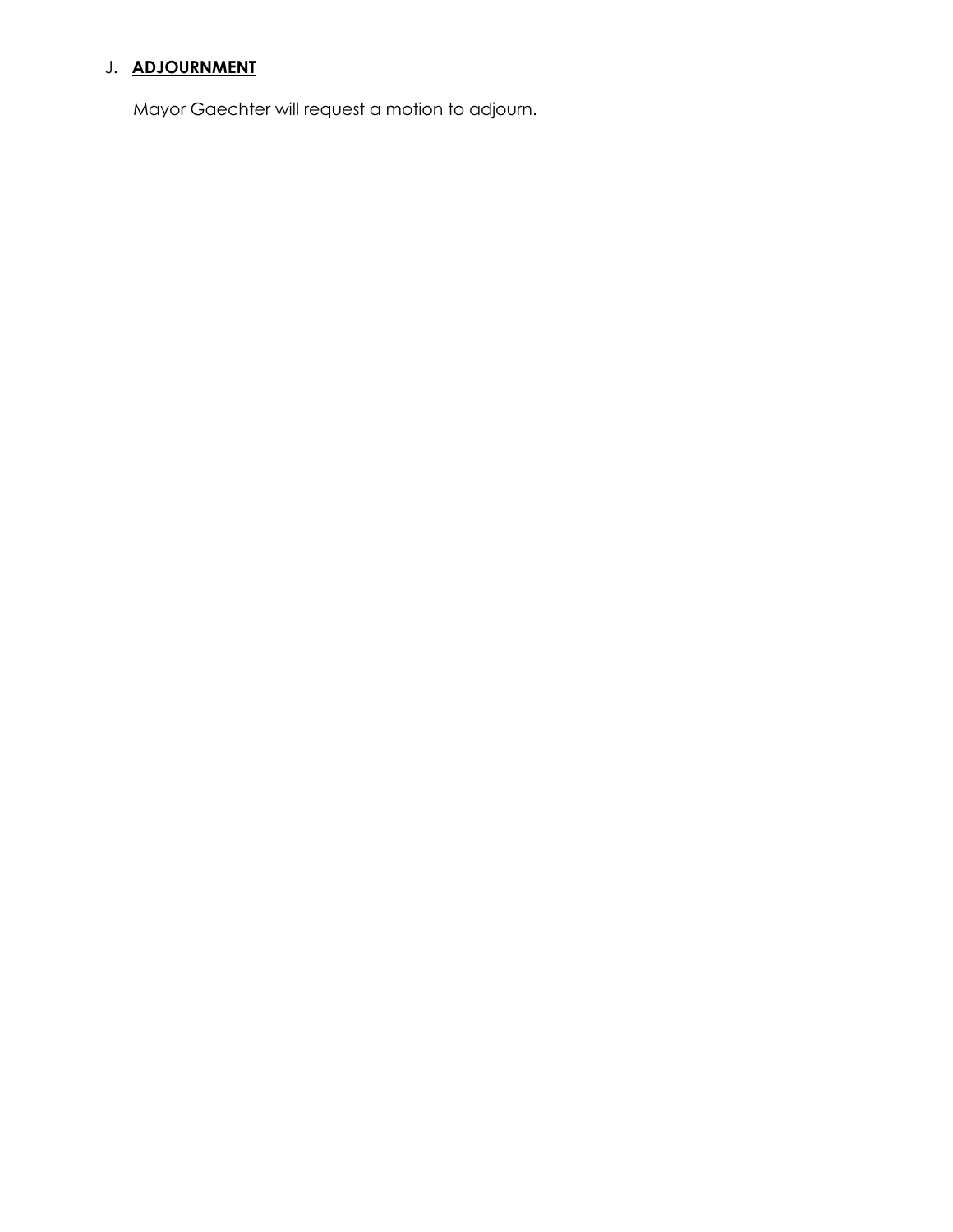J. **ADJOURNMENT**

Mayor Gaechter will request a motion to adjourn.